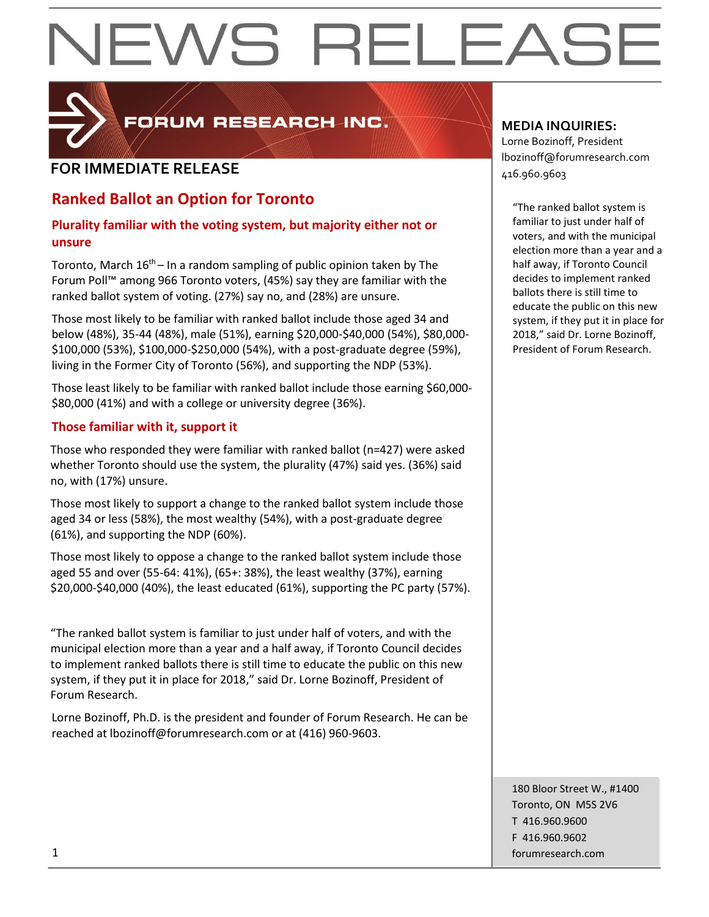# NEWS RELEASE

FORUM RESEARCH INC.

**FOR IMMEDIATE RELEASE**

**MEDIA INQUIRIES:**
Lorne Bozinoff, President
lbozinoff@forumresearch.com
416.960.9603

## Ranked Ballot an Option for Toronto

### Plurality familiar with the voting system, but majority either not or unsure

Toronto, March 16th – In a random sampling of public opinion taken by The Forum Poll™ among 966 Toronto voters, (45%) say they are familiar with the ranked ballot system of voting. (27%) say no, and (28%) are unsure.

Those most likely to be familiar with ranked ballot include those aged 34 and below (48%), 35-44 (48%), male (51%), earning $20,000-$40,000 (54%), $80,000-$100,000 (53%), $100,000-$250,000 (54%), with a post-graduate degree (59%), living in the Former City of Toronto (56%), and supporting the NDP (53%).

Those least likely to be familiar with ranked ballot include those earning $60,000-$80,000 (41%) and with a college or university degree (36%).

### Those familiar with it, support it

Those who responded they were familiar with ranked ballot (n=427) were asked whether Toronto should use the system, the plurality (47%) said yes. (36%) said no, with (17%) unsure.

Those most likely to support a change to the ranked ballot system include those aged 34 or less (58%), the most wealthy (54%), with a post-graduate degree (61%), and supporting the NDP (60%).

Those most likely to oppose a change to the ranked ballot system include those aged 55 and over (55-64: 41%), (65+: 38%), the least wealthy (37%), earning $20,000-$40,000 (40%), the least educated (61%), supporting the PC party (57%).

"The ranked ballot system is familiar to just under half of voters, and with the municipal election more than a year and a half away, if Toronto Council decides to implement ranked ballots there is still time to educate the public on this new system, if they put it in place for 2018," said Dr. Lorne Bozinoff, President of Forum Research.

Lorne Bozinoff, Ph.D. is the president and founder of Forum Research. He can be reached at lbozinoff@forumresearch.com or at (416) 960-9603.

180 Bloor Street W., #1400
Toronto, ON M5S 2V6
T 416.960.9600
F 416.960.9602
forumresearch.com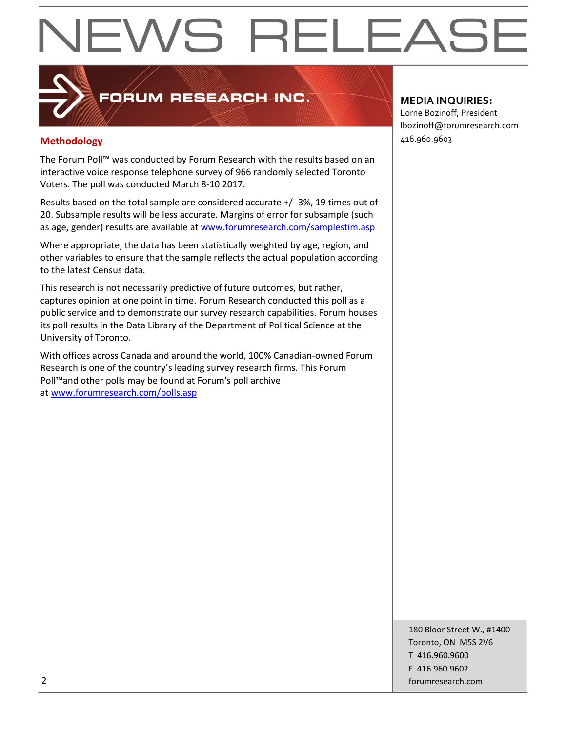# NEWS RELEASE

FORUM RESEARCH INC.

## Methodology

The Forum Poll™ was conducted by Forum Research with the results based on an interactive voice response telephone survey of 966 randomly selected Toronto Voters. The poll was conducted March 8-10 2017.

Results based on the total sample are considered accurate +/- 3%, 19 times out of 20. Subsample results will be less accurate. Margins of error for subsample (such as age, gender) results are available at [www.forumresearch.com/samplestim.asp](http://www.forumresearch.com/samplestim.asp)

Where appropriate, the data has been statistically weighted by age, region, and other variables to ensure that the sample reflects the actual population according to the latest Census data.

This research is not necessarily predictive of future outcomes, but rather, captures opinion at one point in time. Forum Research conducted this poll as a public service and to demonstrate our survey research capabilities. Forum houses its poll results in the Data Library of the Department of Political Science at the University of Toronto.

With offices across Canada and around the world, 100% Canadian-owned Forum Research is one of the country's leading survey research firms. This Forum Poll™and other polls may be found at Forum's poll archive at [www.forumresearch.com/polls.asp](http://www.forumresearch.com/polls.asp)

**MEDIA INQUIRIES:**
Lorne Bozinoff, President
lbozinoff@forumresearch.com
416.960.9603

180 Bloor Street W., #1400
Toronto, ON M5S 2V6
T 416.960.9600
F 416.960.9602
forumresearch.com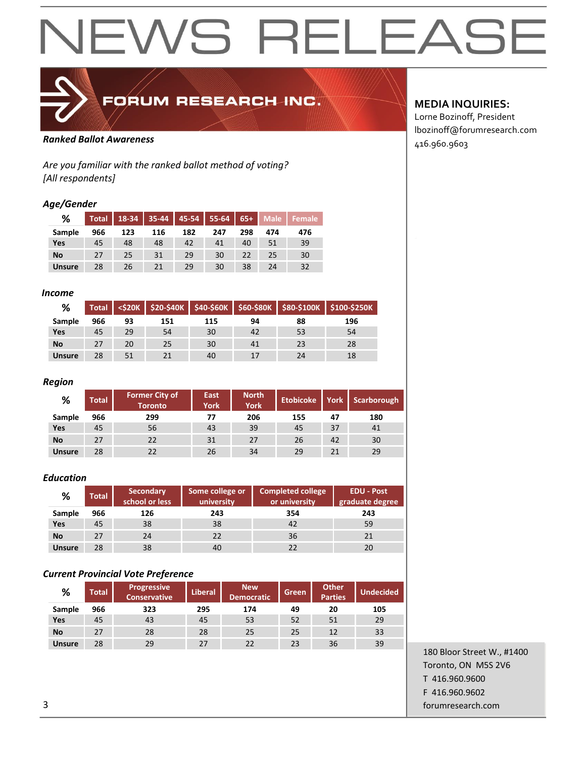# NEWS RELEASE

**FORUM RESEARCH INC.**

**MEDIA INQUIRIES:**
Lorne Bozinoff, President
lbozinoff@forumresearch.com
416.960.9603

***Ranked Ballot Awareness***

*Are you familiar with the ranked ballot method of voting?*
*[All respondents]*

### *Age/Gender*

| % | Total | 18-34 | 35-44 | 45-54 | 55-64 | 65+ | Male | Female |
|---|---|---|---|---|---|---|---|---|
| **Sample** | **966** | **123** | **116** | **182** | **247** | **298** | **474** | **476** |
| **Yes** | 45 | 48 | 48 | 42 | 41 | 40 | 51 | 39 |
| **No** | 27 | 25 | 31 | 29 | 30 | 22 | 25 | 30 |
| **Unsure** | 28 | 26 | 21 | 29 | 30 | 38 | 24 | 32 |

### *Income*

| % | Total | <$20K | $20-$40K | $40-$60K | $60-$80K | $80-$100K | $100-$250K |
|---|---|---|---|---|---|---|---|
| **Sample** | **966** | **93** | **151** | **115** | **94** | **88** | **196** |
| **Yes** | 45 | 29 | 54 | 30 | 42 | 53 | 54 |
| **No** | 27 | 20 | 25 | 30 | 41 | 23 | 28 |
| **Unsure** | 28 | 51 | 21 | 40 | 17 | 24 | 18 |

### *Region*

| % | Total | Former City of Toronto | East York | North York | Etobicoke | York | Scarborough |
|---|---|---|---|---|---|---|---|
| **Sample** | **966** | **299** | **77** | **206** | **155** | **47** | **180** |
| **Yes** | 45 | 56 | 43 | 39 | 45 | 37 | 41 |
| **No** | 27 | 22 | 31 | 27 | 26 | 42 | 30 |
| **Unsure** | 28 | 22 | 26 | 34 | 29 | 21 | 29 |

### *Education*

| % | Total | Secondary school or less | Some college or university | Completed college or university | EDU - Post graduate degree |
|---|---|---|---|---|---|
| **Sample** | **966** | **126** | **243** | **354** | **243** |
| **Yes** | 45 | 38 | 38 | 42 | 59 |
| **No** | 27 | 24 | 22 | 36 | 21 |
| **Unsure** | 28 | 38 | 40 | 22 | 20 |

### *Current Provincial Vote Preference*

| % | Total | Progressive Conservative | Liberal | New Democratic | Green | Other Parties | Undecided |
|---|---|---|---|---|---|---|---|
| **Sample** | **966** | **323** | **295** | **174** | **49** | **20** | **105** |
| **Yes** | 45 | 43 | 45 | 53 | 52 | 51 | 29 |
| **No** | 27 | 28 | 28 | 25 | 25 | 12 | 33 |
| **Unsure** | 28 | 29 | 27 | 22 | 23 | 36 | 39 |

180 Bloor Street W., #1400
Toronto, ON M5S 2V6
T 416.960.9600
F 416.960.9602
forumresearch.com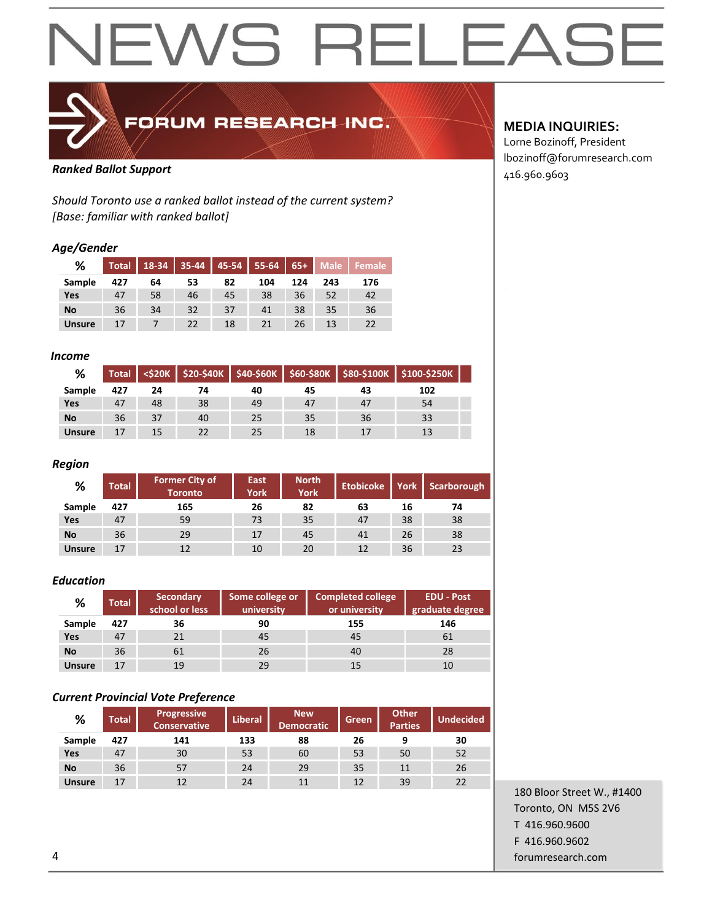# NEWS RELEASE

**FORUM RESEARCH INC.**

**MEDIA INQUIRIES:**
Lorne Bozinoff, President
lbozinoff@forumresearch.com
416.960.9603

***Ranked Ballot Support***

*Should Toronto use a ranked ballot instead of the current system?*
*[Base: familiar with ranked ballot]*

### *Age/Gender*

| % | Total | 18-34 | 35-44 | 45-54 | 55-64 | 65+ | Male | Female |
|---|---|---|---|---|---|---|---|---|
| **Sample** | **427** | **64** | **53** | **82** | **104** | **124** | **243** | **176** |
| **Yes** | 47 | 58 | 46 | 45 | 38 | 36 | 52 | 42 |
| **No** | 36 | 34 | 32 | 37 | 41 | 38 | 35 | 36 |
| **Unsure** | 17 | 7 | 22 | 18 | 21 | 26 | 13 | 22 |

### *Income*

| % | Total | <$20K | $20-$40K | $40-$60K | $60-$80K | $80-$100K | $100-$250K |
|---|---|---|---|---|---|---|---|
| **Sample** | **427** | **24** | **74** | **40** | **45** | **43** | **102** |
| **Yes** | 47 | 48 | 38 | 49 | 47 | 47 | 54 |
| **No** | 36 | 37 | 40 | 25 | 35 | 36 | 33 |
| **Unsure** | 17 | 15 | 22 | 25 | 18 | 17 | 13 |

### *Region*

| % | Total | Former City of Toronto | East York | North York | Etobicoke | York | Scarborough |
|---|---|---|---|---|---|---|---|
| **Sample** | **427** | **165** | **26** | **82** | **63** | **16** | **74** |
| **Yes** | 47 | 59 | 73 | 35 | 47 | 38 | 38 |
| **No** | 36 | 29 | 17 | 45 | 41 | 26 | 38 |
| **Unsure** | 17 | 12 | 10 | 20 | 12 | 36 | 23 |

### *Education*

| % | Total | Secondary school or less | Some college or university | Completed college or university | EDU - Post graduate degree |
|---|---|---|---|---|---|
| **Sample** | **427** | **36** | **90** | **155** | **146** |
| **Yes** | 47 | 21 | 45 | 45 | 61 |
| **No** | 36 | 61 | 26 | 40 | 28 |
| **Unsure** | 17 | 19 | 29 | 15 | 10 |

### *Current Provincial Vote Preference*

| % | Total | Progressive Conservative | Liberal | New Democratic | Green | Other Parties | Undecided |
|---|---|---|---|---|---|---|---|
| **Sample** | **427** | **141** | **133** | **88** | **26** | **9** | **30** |
| **Yes** | 47 | 30 | 53 | 60 | 53 | 50 | 52 |
| **No** | 36 | 57 | 24 | 29 | 35 | 11 | 26 |
| **Unsure** | 17 | 12 | 24 | 11 | 12 | 39 | 22 |

180 Bloor Street W., #1400
Toronto, ON M5S 2V6
T 416.960.9600
F 416.960.9602
forumresearch.com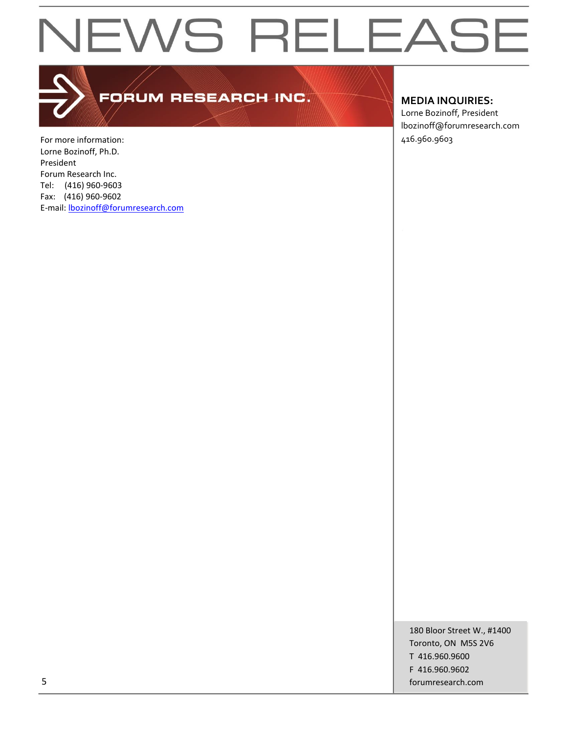# NEWS RELEASE

FORUM RESEARCH INC.

For more information:
Lorne Bozinoff, Ph.D.
President
Forum Research Inc.
Tel: (416) 960-9603
Fax: (416) 960-9602
E-mail: lbozinoff@forumresearch.com

**MEDIA INQUIRIES:**
Lorne Bozinoff, President
lbozinoff@forumresearch.com
416.960.9603

180 Bloor Street W., #1400
Toronto, ON M5S 2V6
T 416.960.9600
F 416.960.9602
forumresearch.com